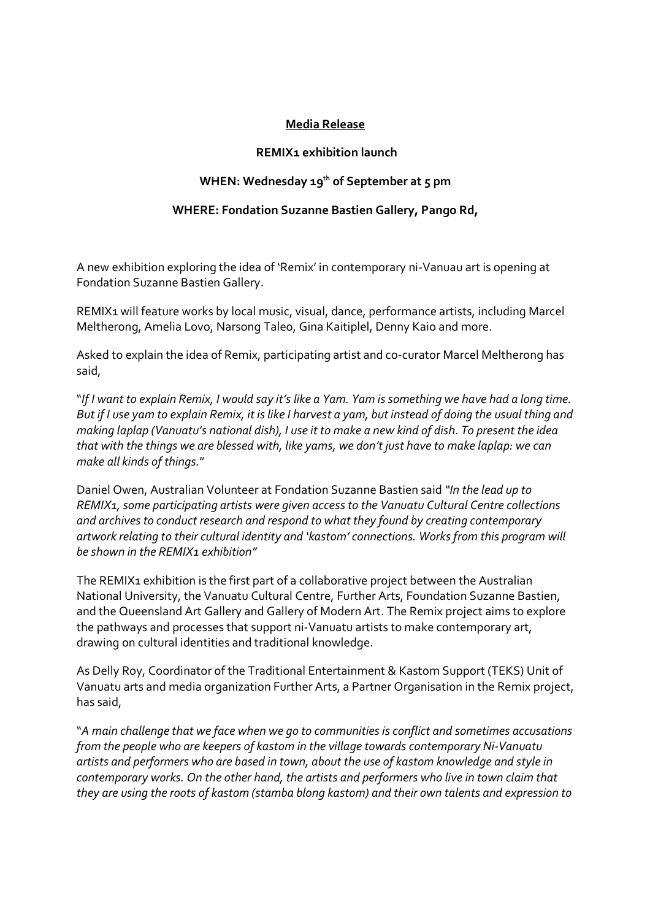**Media Release**

**REMIX1 exhibition launch**

**WHEN: Wednesday 19th of September at 5 pm**

**WHERE: Fondation Suzanne Bastien Gallery, Pango Rd,**

A new exhibition exploring the idea of 'Remix' in contemporary ni-Vanuau art is opening at Fondation Suzanne Bastien Gallery.

REMIX1 will feature works by local music, visual, dance, performance artists, including Marcel Meltherong, Amelia Lovo, Narsong Taleo, Gina Kaitiplel, Denny Kaio and more.

Asked to explain the idea of Remix, participating artist and co-curator Marcel Meltherong has said,

"*If I want to explain Remix, I would say it's like a Yam. Yam is something we have had a long time. But if I use yam to explain Remix, it is like I harvest a yam, but instead of doing the usual thing and making laplap (Vanuatu's national dish), I use it to make a new kind of dish. To present the idea that with the things we are blessed with, like yams, we don't just have to make laplap: we can make all kinds of things.*"

Daniel Owen, Australian Volunteer at Fondation Suzanne Bastien said *"In the lead up to REMIX1, some participating artists were given access to the Vanuatu Cultural Centre collections and archives to conduct research and respond to what they found by creating contemporary artwork relating to their cultural identity and 'kastom' connections. Works from this program will be shown in the REMIX1 exhibition"*

The REMIX1 exhibition is the first part of a collaborative project between the Australian National University, the Vanuatu Cultural Centre, Further Arts, Foundation Suzanne Bastien, and the Queensland Art Gallery and Gallery of Modern Art. The Remix project aims to explore the pathways and processes that support ni-Vanuatu artists to make contemporary art, drawing on cultural identities and traditional knowledge.

As Delly Roy, Coordinator of the Traditional Entertainment & Kastom Support (TEKS) Unit of Vanuatu arts and media organization Further Arts, a Partner Organisation in the Remix project, has said,

"*A main challenge that we face when we go to communities is conflict and sometimes accusations from the people who are keepers of kastom in the village towards contemporary Ni-Vanuatu artists and performers who are based in town, about the use of kastom knowledge and style in contemporary works. On the other hand, the artists and performers who live in town claim that they are using the roots of kastom (stamba blong kastom) and their own talents and expression to*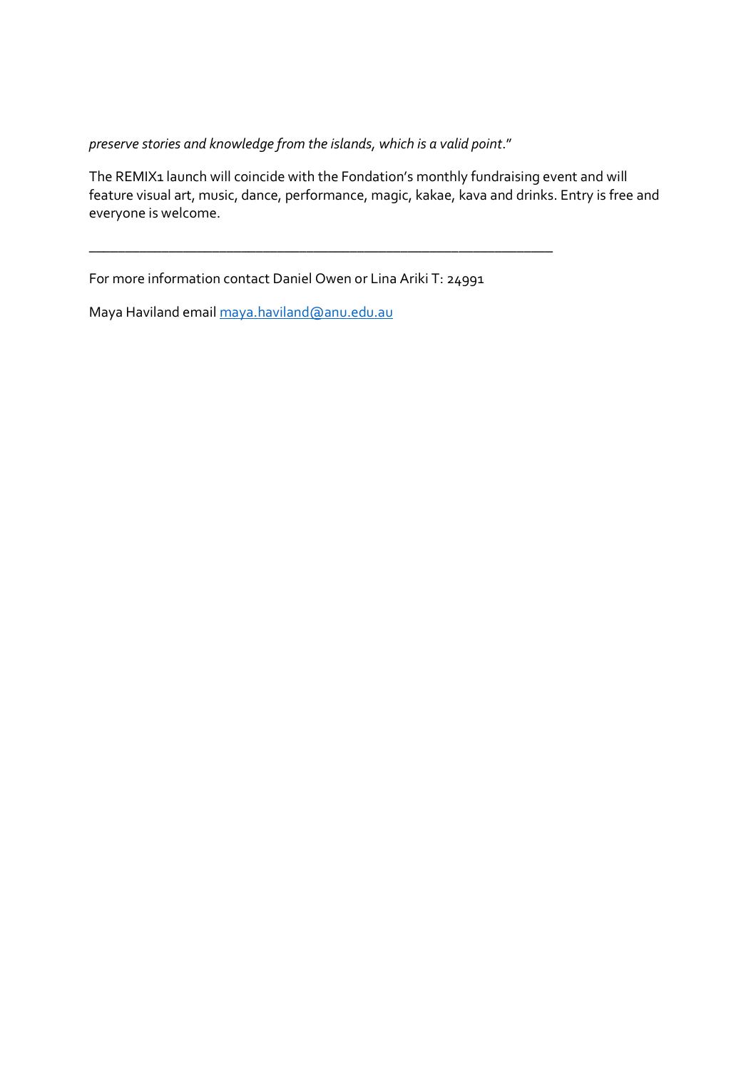*preserve stories and knowledge from the islands, which is a valid point*."

The REMIX1 launch will coincide with the Fondation's monthly fundraising event and will feature visual art, music, dance, performance, magic, kakae, kava and drinks. Entry is free and everyone is welcome.

---

For more information contact Daniel Owen or Lina Ariki T: 24991

Maya Haviland email [maya.haviland@anu.edu.au](mailto:maya.haviland@anu.edu.au)